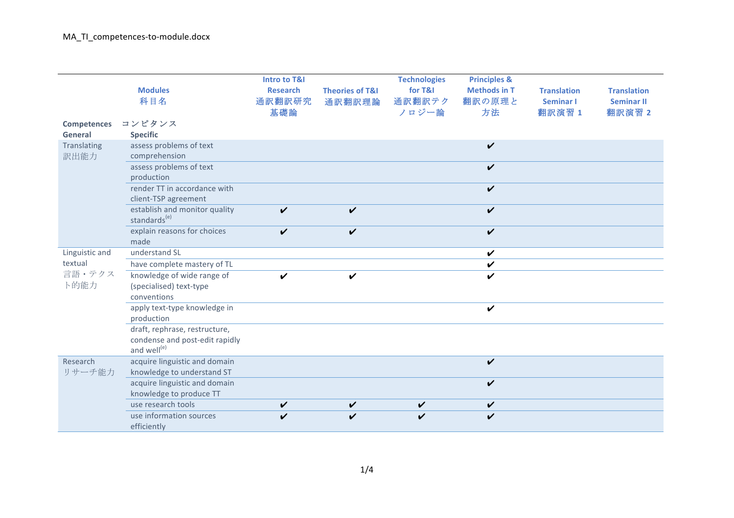MA_TI_competences-to-module.docx

| Competences コンピタンス General | Specific | Intro to T&I Research 通訳翻訳研究基礎論 | Theories of T&I 通訳翻訳理論 | Technologies for T&I 通訳翻訳テクノロジー論 | Principles & Methods in T 翻訳の原理と方法 | Translation Seminar I 翻訳演習 1 | Translation Seminar II 翻訳演習 2 |
|---|---|---|---|---|---|---|---|
| Translating 訳出能力 | assess problems of text comprehension | | | | ✔ | | |
| | assess problems of text production | | | | ✔ | | |
| | render TT in accordance with client-TSP agreement | | | | ✔ | | |
| | establish and monitor quality standards[(e)] | ✔ | ✔ | | ✔ | | |
| | explain reasons for choices made | ✔ | ✔ | | ✔ | | |
| Linguistic and textual 言語・テクスト的能力 | understand SL | | | | ✔ | | |
| | have complete mastery of TL | | | | ✔ | | |
| | knowledge of wide range of (specialised) text-type conventions | ✔ | ✔ | | ✔ | | |
| | apply text-type knowledge in production | | | | ✔ | | |
| | draft, rephrase, restructure, condense and post-edit rapidly and well[(e)] | | | | | | |
| Research リサーチ能力 | acquire linguistic and domain knowledge to understand ST | | | | ✔ | | |
| | acquire linguistic and domain knowledge to produce TT | | | | ✔ | | |
| | use research tools | ✔ | ✔ | ✔ | ✔ | | |
| | use information sources efficiently | ✔ | ✔ | ✔ | ✔ | | |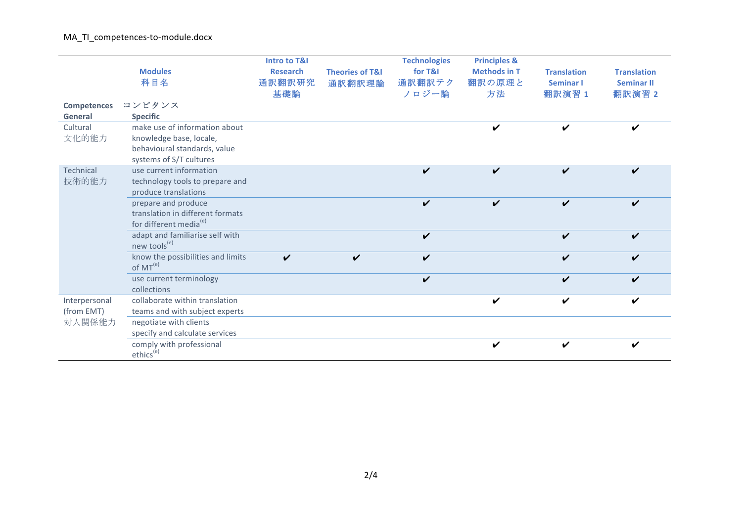| Competences コンピタンス General | Modules 科目名 Specific | Intro to T&I Research 通訳翻訳研究基礎論 | Theories of T&I 通訳翻訳理論 | Technologies for T&I 通訳翻訳テクノロジー論 | Principles & Methods in T 翻訳の原理と方法 | Translation Seminar I 翻訳演習 1 | Translation Seminar II 翻訳演習 2 |
|---|---|---|---|---|---|---|---|
| Cultural 文化的能力 | make use of information about knowledge base, locale, behavioural standards, value systems of S/T cultures | | | | ✔ | ✔ | ✔ |
| Technical 技術的能力 | use current information technology tools to prepare and produce translations | | | ✔ | ✔ | ✔ | ✔ |
| | prepare and produce translation in different formats for different media[(e)] | | | ✔ | ✔ | ✔ | ✔ |
| | adapt and familiarise self with new tools[(e)] | | | ✔ | | ✔ | ✔ |
| | know the possibilities and limits of MT[(e)] | ✔ | ✔ | ✔ | | ✔ | ✔ |
| | use current terminology collections | | | ✔ | | ✔ | ✔ |
| Interpersonal (from EMT) 対人関係能力 | collaborate within translation teams and with subject experts | | | | ✔ | ✔ | ✔ |
| | negotiate with clients | | | | | | |
| | specify and calculate services | | | | | | |
| | comply with professional ethics[(e)] | | | | ✔ | ✔ | ✔ |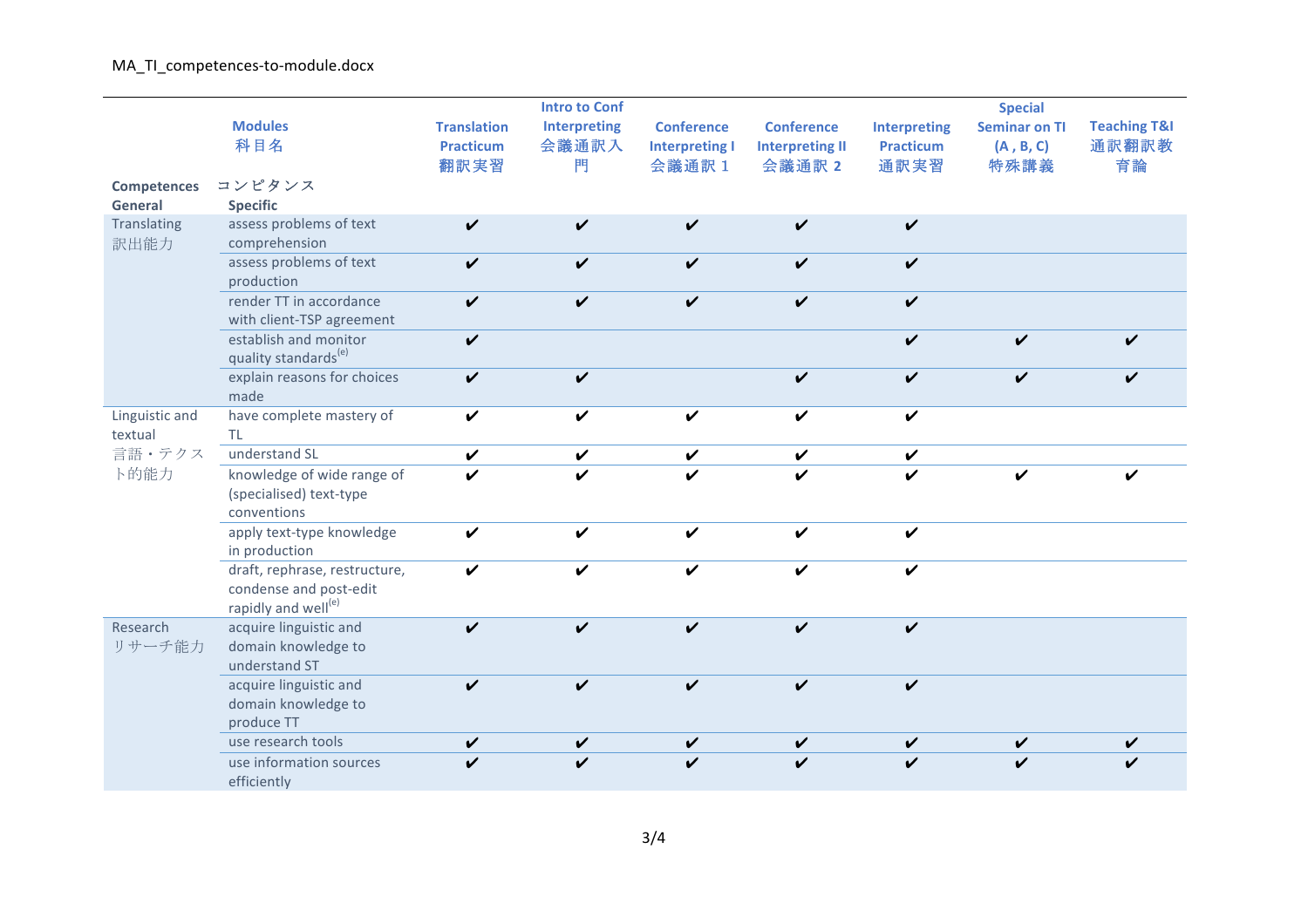MA_TI_competences-to-module.docx

| Competences コンピタンス General | Modules 科目名 Specific | Translation Practicum 翻訳実習 | Intro to Conf Interpreting 会議通訳入門 | Conference Interpreting I 会議通訳 1 | Conference Interpreting II 会議通訳 2 | Interpreting Practicum 通訳実習 | Special Seminar on TI (A , B, C) 特殊講義 | Teaching T&I 通訳翻訳教育論 |
|---|---|---|---|---|---|---|---|---|
| Translating 訳出能力 | assess problems of text comprehension | ✔ | ✔ | ✔ | ✔ | ✔ | | |
| | assess problems of text production | ✔ | ✔ | ✔ | ✔ | ✔ | | |
| | render TT in accordance with client-TSP agreement | ✔ | ✔ | ✔ | ✔ | ✔ | | |
| | establish and monitor quality standards[(e)] | ✔ | | | | ✔ | ✔ | ✔ |
| | explain reasons for choices made | ✔ | ✔ | | ✔ | ✔ | ✔ | ✔ |
| Linguistic and textual 言語・テクスト的能力 | have complete mastery of TL | ✔ | ✔ | ✔ | ✔ | ✔ | | |
| | understand SL | ✔ | ✔ | ✔ | ✔ | ✔ | | |
| | knowledge of wide range of (specialised) text-type conventions | ✔ | ✔ | ✔ | ✔ | ✔ | ✔ | ✔ |
| | apply text-type knowledge in production | ✔ | ✔ | ✔ | ✔ | ✔ | | |
| | draft, rephrase, restructure, condense and post-edit rapidly and well[(e)] | ✔ | ✔ | ✔ | ✔ | ✔ | | |
| Research リサーチ能力 | acquire linguistic and domain knowledge to understand ST | ✔ | ✔ | ✔ | ✔ | ✔ | | |
| | acquire linguistic and domain knowledge to produce TT | ✔ | ✔ | ✔ | ✔ | ✔ | | |
| | use research tools | ✔ | ✔ | ✔ | ✔ | ✔ | ✔ | ✔ |
| | use information sources efficiently | ✔ | ✔ | ✔ | ✔ | ✔ | ✔ | ✔ |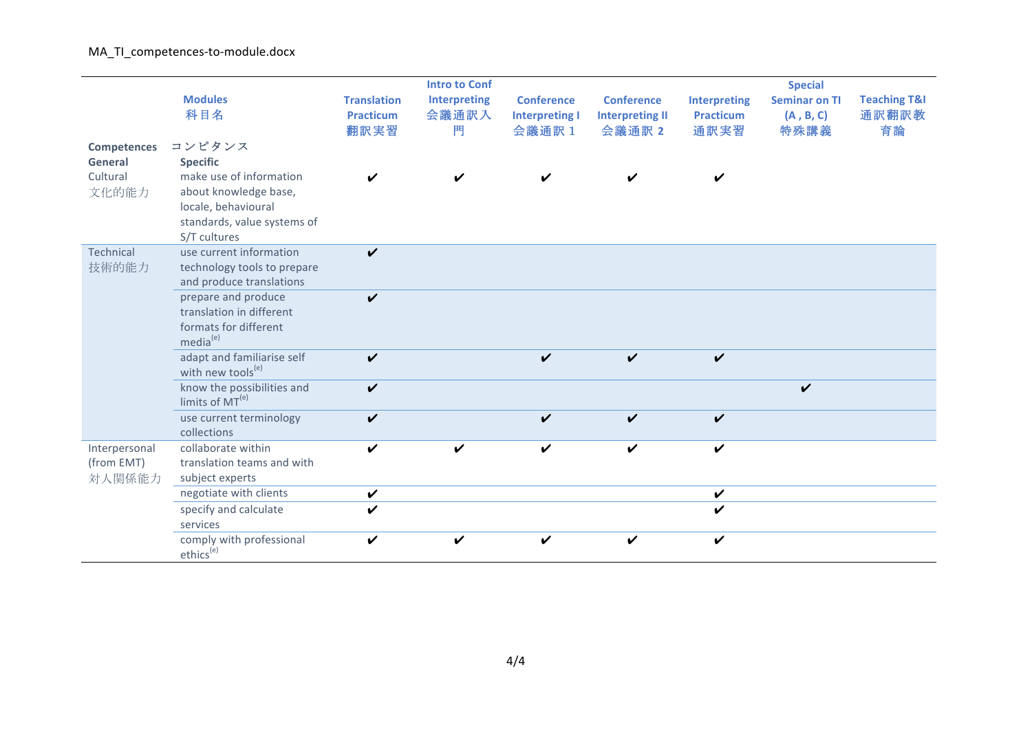| Competences コンピタンス General | Modules 科目名 Specific | Translation Practicum 翻訳実習 | Intro to Conf Interpreting 会議通訳入門 | Conference Interpreting I 会議通訳 1 | Conference Interpreting II 会議通訳 2 | Interpreting Practicum 通訳実習 | Special Seminar on TI (A , B, C) 特殊講義 | Teaching T&I 通訳翻訳教育論 |
|---|---|---|---|---|---|---|---|---|
| Cultural 文化的能力 | make use of information about knowledge base, locale, behavioural standards, value systems of S/T cultures | ✔ | ✔ | ✔ | ✔ | ✔ | | |
| Technical 技術的能力 | use current information technology tools to prepare and produce translations | ✔ | | | | | | |
| | prepare and produce translation in different formats for different media[(e)] | ✔ | | | | | | |
| | adapt and familiarise self with new tools[(e)] | ✔ | | ✔ | ✔ | ✔ | | |
| | know the possibilities and limits of MT[(e)] | ✔ | | | | | ✔ | |
| | use current terminology collections | ✔ | | ✔ | ✔ | ✔ | | |
| Interpersonal (from EMT) 対人関係能力 | collaborate within translation teams and with subject experts | ✔ | ✔ | ✔ | ✔ | ✔ | | |
| | negotiate with clients | ✔ | | | | ✔ | | |
| | specify and calculate services | ✔ | | | | ✔ | | |
| | comply with professional ethics[(e)] | ✔ | ✔ | ✔ | ✔ | ✔ | | |